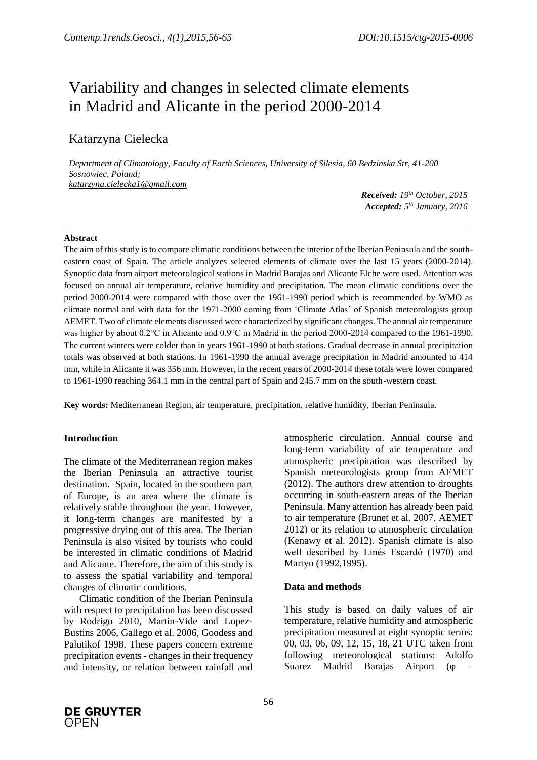# Variability and changes in selected climate elements in Madrid and Alicante in the period 2000-2014

Katarzyna Cielecka

*Department of Climatology, Faculty of Earth Sciences, University of Silesia, 60 Bedzinska Str, 41-200 Sosnowiec, Poland;*
*katarzyna.cielecka1@gmail.com*

***Received:** 19th October, 2015*
***Accepted:** 5th January, 2016*

---

**Abstract**

The aim of this study is to compare climatic conditions between the interior of the Iberian Peninsula and the south-eastern coast of Spain. The article analyzes selected elements of climate over the last 15 years (2000-2014). Synoptic data from airport meteorological stations in Madrid Barajas and Alicante Elche were used. Attention was focused on annual air temperature, relative humidity and precipitation. The mean climatic conditions over the period 2000-2014 were compared with those over the 1961-1990 period which is recommended by WMO as climate normal and with data for the 1971-2000 coming from 'Climate Atlas' of Spanish meteorologists group AEMET. Two of climate elements discussed were characterized by significant changes. The annual air temperature was higher by about 0.2°C in Alicante and 0.9°C in Madrid in the period 2000-2014 compared to the 1961-1990. The current winters were colder than in years 1961-1990 at both stations. Gradual decrease in annual precipitation totals was observed at both stations. In 1961-1990 the annual average precipitation in Madrid amounted to 414 mm, while in Alicante it was 356 mm. However, in the recent years of 2000-2014 these totals were lower compared to 1961-1990 reaching 364.1 mm in the central part of Spain and 245.7 mm on the south-western coast.

**Key words:** Mediterranean Region, air temperature, precipitation, relative humidity, Iberian Peninsula.

## Introduction

The climate of the Mediterranean region makes the Iberian Peninsula an attractive tourist destination. Spain, located in the southern part of Europe, is an area where the climate is relatively stable throughout the year. However, it long-term changes are manifested by a progressive drying out of this area. The Iberian Peninsula is also visited by tourists who could be interested in climatic conditions of Madrid and Alicante. Therefore, the aim of this study is to assess the spatial variability and temporal changes of climatic conditions.

Climatic condition of the Iberian Peninsula with respect to precipitation has been discussed by Rodrigo 2010, Martin-Vide and Lopez-Bustins 2006, Gallego et al. 2006, Goodess and Palutikof 1998. These papers concern extreme precipitation events - changes in their frequency and intensity, or relation between rainfall and atmospheric circulation. Annual course and long-term variability of air temperature and atmospheric precipitation was described by Spanish meteorologists group from AEMET (2012). The authors drew attention to droughts occurring in south-eastern areas of the Iberian Peninsula. Many attention has already been paid to air temperature (Brunet et al. 2007, AEMET 2012) or its relation to atmospheric circulation (Kenawy et al. 2012). Spanish climate is also well described by Linés Escardó (1970) and Martyn (1992,1995).

## Data and methods

This study is based on daily values of air temperature, relative humidity and atmospheric precipitation measured at eight synoptic terms: 00, 03, 06, 09, 12, 15, 18, 21 UTC taken from following meteorological stations: Adolfo Suarez Madrid Barajas Airport ($\varphi$ =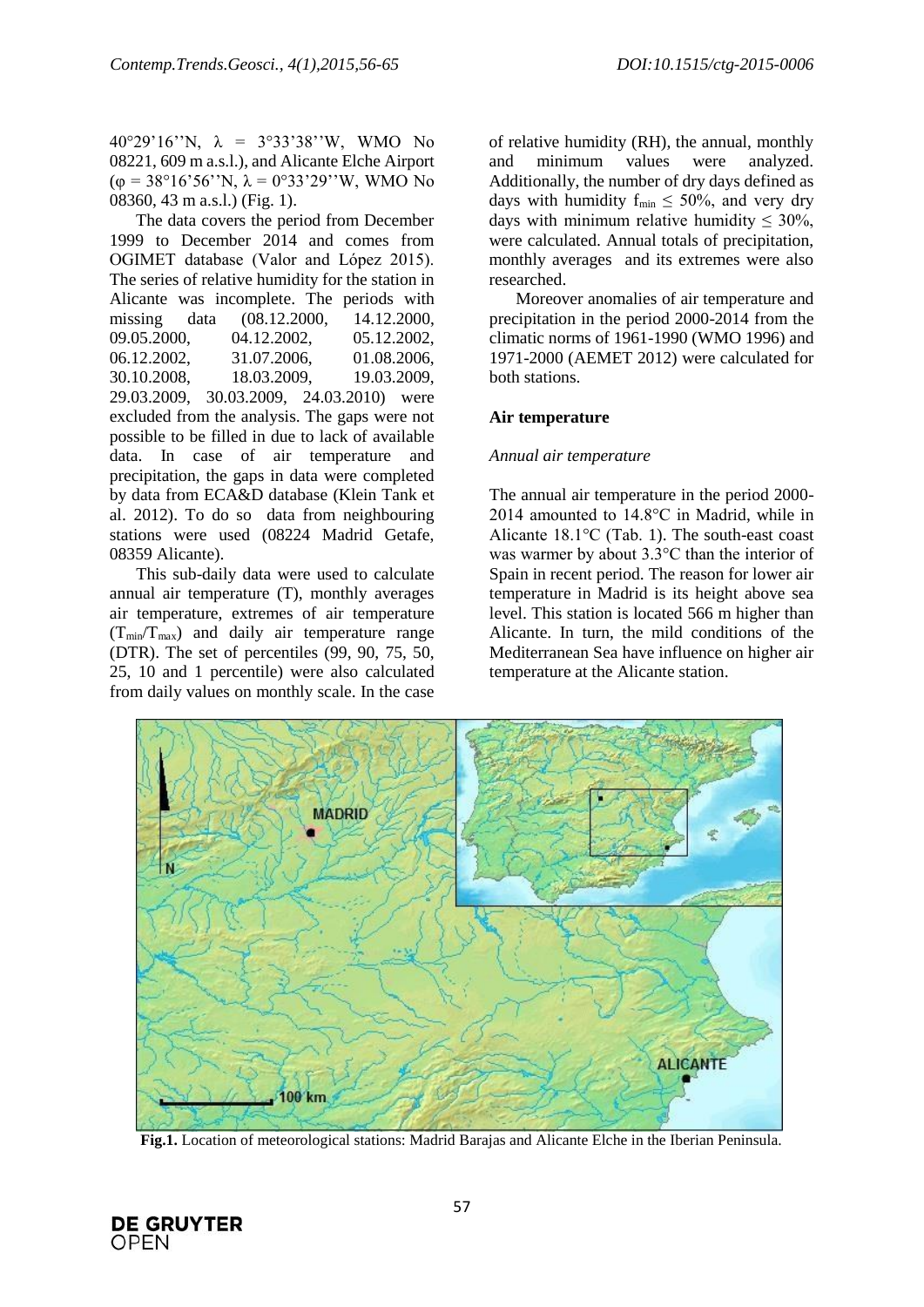40°29'16''N, λ = 3°33'38''W, WMO No 08221, 609 m a.s.l.), and Alicante Elche Airport (φ = 38°16'56''N, λ = 0°33'29''W, WMO No 08360, 43 m a.s.l.) (Fig. 1).

The data covers the period from December 1999 to December 2014 and comes from OGIMET database (Valor and López 2015). The series of relative humidity for the station in Alicante was incomplete. The periods with missing data (08.12.2000, 14.12.2000, 09.05.2000, 04.12.2002, 05.12.2002, 06.12.2002, 31.07.2006, 01.08.2006, 30.10.2008, 18.03.2009, 19.03.2009, 29.03.2009, 30.03.2009, 24.03.2010) were excluded from the analysis. The gaps were not possible to be filled in due to lack of available data. In case of air temperature and precipitation, the gaps in data were completed by data from ECA&D database (Klein Tank et al. 2012). To do so data from neighbouring stations were used (08224 Madrid Getafe, 08359 Alicante).

This sub-daily data were used to calculate annual air temperature (T), monthly averages air temperature, extremes of air temperature ($T_{min}$/$T_{max}$) and daily air temperature range (DTR). The set of percentiles (99, 90, 75, 50, 25, 10 and 1 percentile) were also calculated from daily values on monthly scale. In the case of relative humidity (RH), the annual, monthly and minimum values were analyzed. Additionally, the number of dry days defined as days with humidity $f_{min} \leq 50\%$, and very dry days with minimum relative humidity $\leq 30\%$, were calculated. Annual totals of precipitation, monthly averages and its extremes were also researched.

Moreover anomalies of air temperature and precipitation in the period 2000-2014 from the climatic norms of 1961-1990 (WMO 1996) and 1971-2000 (AEMET 2012) were calculated for both stations.

## Air temperature

### *Annual air temperature*

The annual air temperature in the period 2000-2014 amounted to 14.8°C in Madrid, while in Alicante 18.1°C (Tab. 1). The south-east coast was warmer by about 3.3°C than the interior of Spain in recent period. The reason for lower air temperature in Madrid is its height above sea level. This station is located 566 m higher than Alicante. In turn, the mild conditions of the Mediterranean Sea have influence on higher air temperature at the Alicante station.

**Fig.1.** Location of meteorological stations: Madrid Barajas and Alicante Elche in the Iberian Peninsula.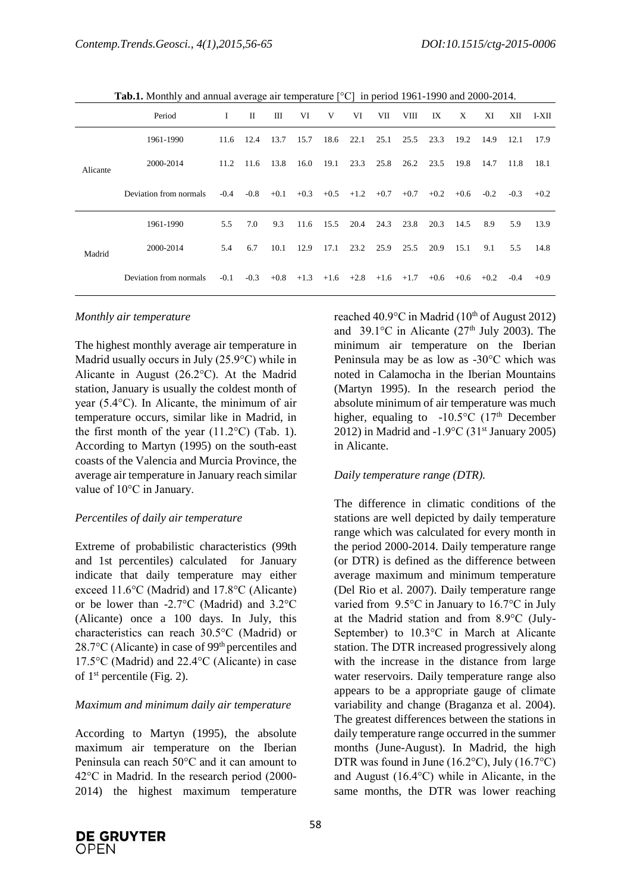**Tab.1.** Monthly and annual average air temperature [°C] in period 1961-1990 and 2000-2014.

| | Period | I | II | III | VI | V | VI | VII | VIII | IX | X | XI | XII | I-XII |
|---|---|---|---|---|---|---|---|---|---|---|---|---|---|---|
| Alicante | 1961-1990 | 11.6 | 12.4 | 13.7 | 15.7 | 18.6 | 22.1 | 25.1 | 25.5 | 23.3 | 19.2 | 14.9 | 12.1 | 17.9 |
| | 2000-2014 | 11.2 | 11.6 | 13.8 | 16.0 | 19.1 | 23.3 | 25.8 | 26.2 | 23.5 | 19.8 | 14.7 | 11.8 | 18.1 |
| | Deviation from normals | -0.4 | -0.8 | +0.1 | +0.3 | +0.5 | +1.2 | +0.7 | +0.7 | +0.2 | +0.6 | -0.2 | -0.3 | +0.2 |
| Madrid | 1961-1990 | 5.5 | 7.0 | 9.3 | 11.6 | 15.5 | 20.4 | 24.3 | 23.8 | 20.3 | 14.5 | 8.9 | 5.9 | 13.9 |
| | 2000-2014 | 5.4 | 6.7 | 10.1 | 12.9 | 17.1 | 23.2 | 25.9 | 25.5 | 20.9 | 15.1 | 9.1 | 5.5 | 14.8 |
| | Deviation from normals | -0.1 | -0.3 | +0.8 | +1.3 | +1.6 | +2.8 | +1.6 | +1.7 | +0.6 | +0.6 | +0.2 | -0.4 | +0.9 |

*Monthly air temperature*

The highest monthly average air temperature in Madrid usually occurs in July (25.9°C) while in Alicante in August (26.2°C). At the Madrid station, January is usually the coldest month of year (5.4°C). In Alicante, the minimum of air temperature occurs, similar like in Madrid, in the first month of the year (11.2°C) (Tab. 1). According to Martyn (1995) on the south-east coasts of the Valencia and Murcia Province, the average air temperature in January reach similar value of 10°C in January.

*Percentiles of daily air temperature*

Extreme of probabilistic characteristics (99th and 1st percentiles) calculated for January indicate that daily temperature may either exceed 11.6°C (Madrid) and 17.8°C (Alicante) or be lower than -2.7°C (Madrid) and 3.2°C (Alicante) once a 100 days. In July, this characteristics can reach 30.5°C (Madrid) or 28.7°C (Alicante) in case of 99th percentiles and 17.5°C (Madrid) and 22.4°C (Alicante) in case of 1st percentile (Fig. 2).

*Maximum and minimum daily air temperature*

According to Martyn (1995), the absolute maximum air temperature on the Iberian Peninsula can reach 50°C and it can amount to 42°C in Madrid. In the research period (2000-2014) the highest maximum temperature reached 40.9°C in Madrid (10th of August 2012) and 39.1°C in Alicante (27th July 2003). The minimum air temperature on the Iberian Peninsula may be as low as -30°C which was noted in Calamocha in the Iberian Mountains (Martyn 1995). In the research period the absolute minimum of air temperature was much higher, equaling to -10.5°C (17th December 2012) in Madrid and -1.9°C (31st January 2005) in Alicante.

*Daily temperature range (DTR).*

The difference in climatic conditions of the stations are well depicted by daily temperature range which was calculated for every month in the period 2000-2014. Daily temperature range (or DTR) is defined as the difference between average maximum and minimum temperature (Del Rio et al. 2007). Daily temperature range varied from 9.5°C in January to 16.7°C in July at the Madrid station and from 8.9°C (July-September) to 10.3°C in March at Alicante station. The DTR increased progressively along with the increase in the distance from large water reservoirs. Daily temperature range also appears to be a appropriate gauge of climate variability and change (Braganza et al. 2004). The greatest differences between the stations in daily temperature range occurred in the summer months (June-August). In Madrid, the high DTR was found in June (16.2°C), July (16.7°C) and August (16.4°C) while in Alicante, in the same months, the DTR was lower reaching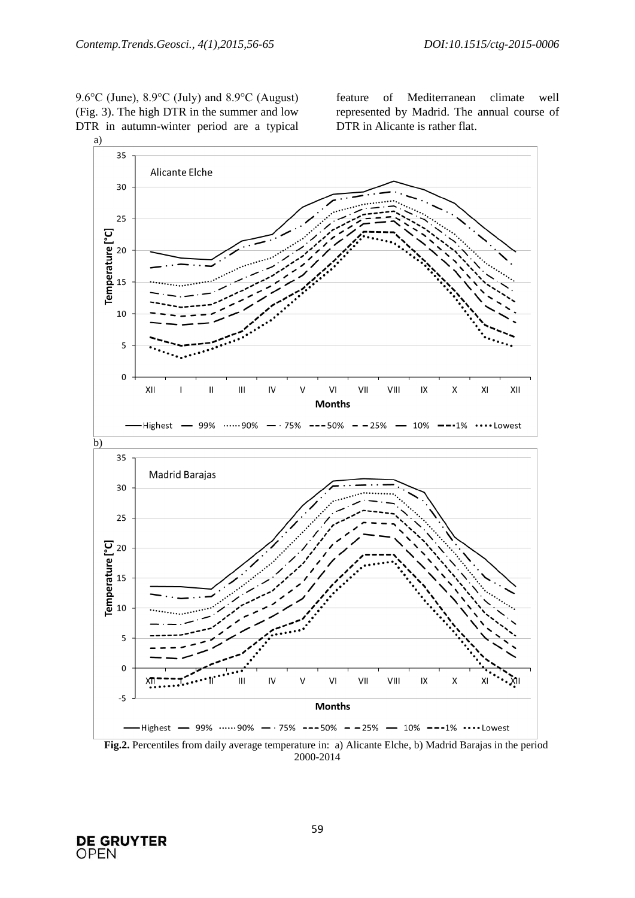9.6°C (June), 8.9°C (July) and 8.9°C (August) (Fig. 3). The high DTR in the summer and low DTR in autumn-winter period are a typical feature of Mediterranean climate well represented by Madrid. The annual course of DTR in Alicante is rather flat.

a)

b)

**Fig.2.** Percentiles from daily average temperature in: a) Alicante Elche, b) Madrid Barajas in the period 2000-2014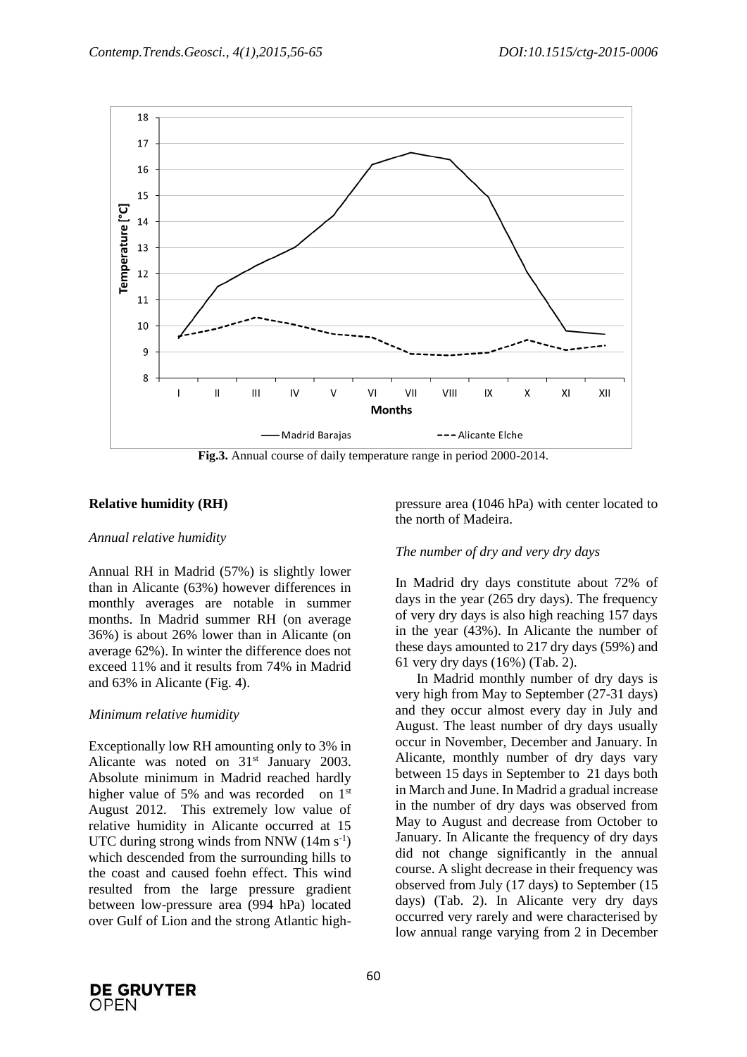Fig.3. Annual course of daily temperature range in period 2000-2014.

## Relative humidity (RH)

### *Annual relative humidity*

Annual RH in Madrid (57%) is slightly lower than in Alicante (63%) however differences in monthly averages are notable in summer months. In Madrid summer RH (on average 36%) is about 26% lower than in Alicante (on average 62%). In winter the difference does not exceed 11% and it results from 74% in Madrid and 63% in Alicante (Fig. 4).

### *Minimum relative humidity*

Exceptionally low RH amounting only to 3% in Alicante was noted on 31[st] January 2003. Absolute minimum in Madrid reached hardly higher value of 5% and was recorded on 1[st] August 2012. This extremely low value of relative humidity in Alicante occurred at 15 UTC during strong winds from NNW (14m $s^{-1}$) which descended from the surrounding hills to the coast and caused foehn effect. This wind resulted from the large pressure gradient between low-pressure area (994 hPa) located over Gulf of Lion and the strong Atlantic high-pressure area (1046 hPa) with center located to the north of Madeira.

### *The number of dry and very dry days*

In Madrid dry days constitute about 72% of days in the year (265 dry days). The frequency of very dry days is also high reaching 157 days in the year (43%). In Alicante the number of these days amounted to 217 dry days (59%) and 61 very dry days (16%) (Tab. 2).

In Madrid monthly number of dry days is very high from May to September (27-31 days) and they occur almost every day in July and August. The least number of dry days usually occur in November, December and January. In Alicante, monthly number of dry days vary between 15 days in September to 21 days both in March and June. In Madrid a gradual increase in the number of dry days was observed from May to August and decrease from October to January. In Alicante the frequency of dry days did not change significantly in the annual course. A slight decrease in their frequency was observed from July (17 days) to September (15 days) (Tab. 2). In Alicante very dry days occurred very rarely and were characterised by low annual range varying from 2 in December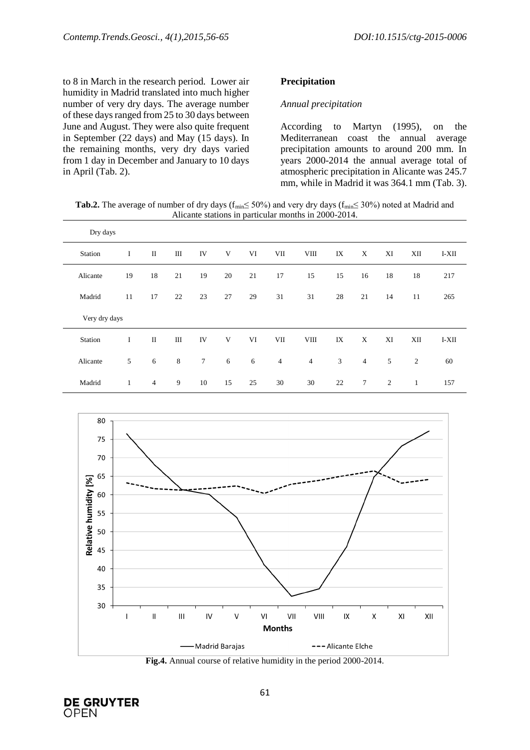to 8 in March in the research period. Lower air humidity in Madrid translated into much higher number of very dry days. The average number of these days ranged from 25 to 30 days between June and August. They were also quite frequent in September (22 days) and May (15 days). In the remaining months, very dry days varied from 1 day in December and January to 10 days in April (Tab. 2).

## Precipitation

### *Annual precipitation*

According to Martyn (1995), on the Mediterranean coast the annual average precipitation amounts to around 200 mm. In years 2000-2014 the annual average total of atmospheric precipitation in Alicante was 245.7 mm, while in Madrid it was 364.1 mm (Tab. 3).

**Tab.2.** The average of number of dry days ($f_{min} \leq 50\%$) and very dry days ($f_{min} \leq 30\%$) noted at Madrid and Alicante stations in particular months in 2000-2014.

| Dry days | | | | | | | | | | | | | |
|---|---|---|---|---|---|---|---|---|---|---|---|---|---|
| Station | I | II | III | IV | V | VI | VII | VIII | IX | X | XI | XII | I-XII |
| Alicante | 19 | 18 | 21 | 19 | 20 | 21 | 17 | 15 | 15 | 16 | 18 | 18 | 217 |
| Madrid | 11 | 17 | 22 | 23 | 27 | 29 | 31 | 31 | 28 | 21 | 14 | 11 | 265 |
| Very dry days | | | | | | | | | | | | | |
| Station | I | II | III | IV | V | VI | VII | VIII | IX | X | XI | XII | I-XII |
| Alicante | 5 | 6 | 8 | 7 | 6 | 6 | 4 | 4 | 3 | 4 | 5 | 2 | 60 |
| Madrid | 1 | 4 | 9 | 10 | 15 | 25 | 30 | 30 | 22 | 7 | 2 | 1 | 157 |

**Fig.4.** Annual course of relative humidity in the period 2000-2014.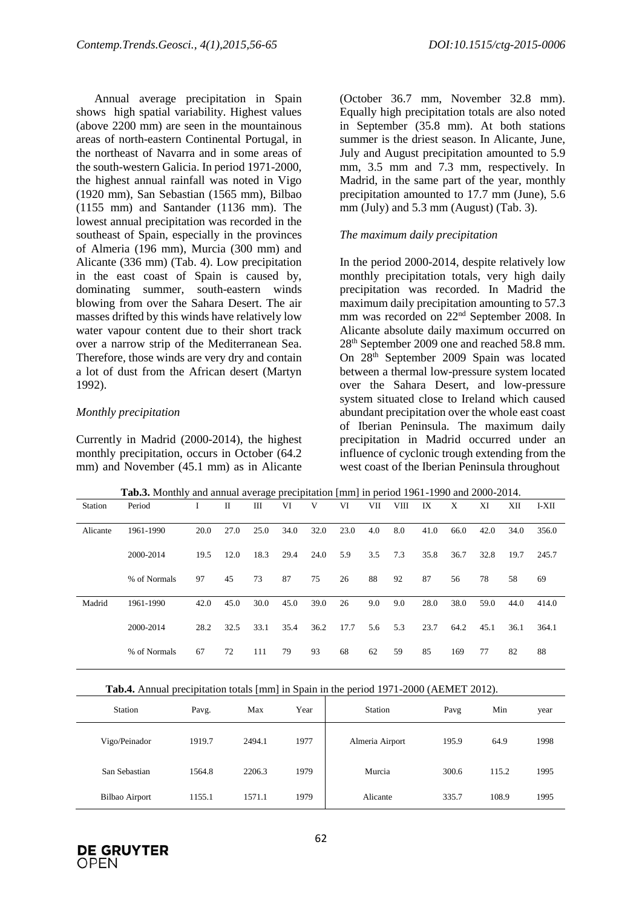Annual average precipitation in Spain shows high spatial variability. Highest values (above 2200 mm) are seen in the mountainous areas of north-eastern Continental Portugal, in the northeast of Navarra and in some areas of the south-western Galicia. In period 1971-2000, the highest annual rainfall was noted in Vigo (1920 mm), San Sebastian (1565 mm), Bilbao (1155 mm) and Santander (1136 mm). The lowest annual precipitation was recorded in the southeast of Spain, especially in the provinces of Almeria (196 mm), Murcia (300 mm) and Alicante (336 mm) (Tab. 4). Low precipitation in the east coast of Spain is caused by, dominating summer, south-eastern winds blowing from over the Sahara Desert. The air masses drifted by this winds have relatively low water vapour content due to their short track over a narrow strip of the Mediterranean Sea. Therefore, those winds are very dry and contain a lot of dust from the African desert (Martyn 1992).

*Monthly precipitation*

Currently in Madrid (2000-2014), the highest monthly precipitation, occurs in October (64.2 mm) and November (45.1 mm) as in Alicante (October 36.7 mm, November 32.8 mm). Equally high precipitation totals are also noted in September (35.8 mm). At both stations summer is the driest season. In Alicante, June, July and August precipitation amounted to 5.9 mm, 3.5 mm and 7.3 mm, respectively. In Madrid, in the same part of the year, monthly precipitation amounted to 17.7 mm (June), 5.6 mm (July) and 5.3 mm (August) (Tab. 3).

*The maximum daily precipitation*

In the period 2000-2014, despite relatively low monthly precipitation totals, very high daily precipitation was recorded. In Madrid the maximum daily precipitation amounting to 57.3 mm was recorded on 22nd September 2008. In Alicante absolute daily maximum occurred on 28th September 2009 one and reached 58.8 mm. On 28th September 2009 Spain was located between a thermal low-pressure system located over the Sahara Desert, and low-pressure system situated close to Ireland which caused abundant precipitation over the whole east coast of Iberian Peninsula. The maximum daily precipitation in Madrid occurred under an influence of cyclonic trough extending from the west coast of the Iberian Peninsula throughout

**Tab.3.** Monthly and annual average precipitation [mm] in period 1961-1990 and 2000-2014.

| Station | Period | I | II | III | VI | V | VI | VII | VIII | IX | X | XI | XII | I-XII |
|---|---|---|---|---|---|---|---|---|---|---|---|---|---|---|
| Alicante | 1961-1990 | 20.0 | 27.0 | 25.0 | 34.0 | 32.0 | 23.0 | 4.0 | 8.0 | 41.0 | 66.0 | 42.0 | 34.0 | 356.0 |
| | 2000-2014 | 19.5 | 12.0 | 18.3 | 29.4 | 24.0 | 5.9 | 3.5 | 7.3 | 35.8 | 36.7 | 32.8 | 19.7 | 245.7 |
| | % of Normals | 97 | 45 | 73 | 87 | 75 | 26 | 88 | 92 | 87 | 56 | 78 | 58 | 69 |
| Madrid | 1961-1990 | 42.0 | 45.0 | 30.0 | 45.0 | 39.0 | 26 | 9.0 | 9.0 | 28.0 | 38.0 | 59.0 | 44.0 | 414.0 |
| | 2000-2014 | 28.2 | 32.5 | 33.1 | 35.4 | 36.2 | 17.7 | 5.6 | 5.3 | 23.7 | 64.2 | 45.1 | 36.1 | 364.1 |
| | % of Normals | 67 | 72 | 111 | 79 | 93 | 68 | 62 | 59 | 85 | 169 | 77 | 82 | 88 |

**Tab.4.** Annual precipitation totals [mm] in Spain in the period 1971-2000 (AEMET 2012).

| Station | Pavg. | Max | Year | Station | Pavg | Min | year |
|---|---|---|---|---|---|---|---|
| Vigo/Peinador | 1919.7 | 2494.1 | 1977 | Almeria Airport | 195.9 | 64.9 | 1998 |
| San Sebastian | 1564.8 | 2206.3 | 1979 | Murcia | 300.6 | 115.2 | 1995 |
| Bilbao Airport | 1155.1 | 1571.1 | 1979 | Alicante | 335.7 | 108.9 | 1995 |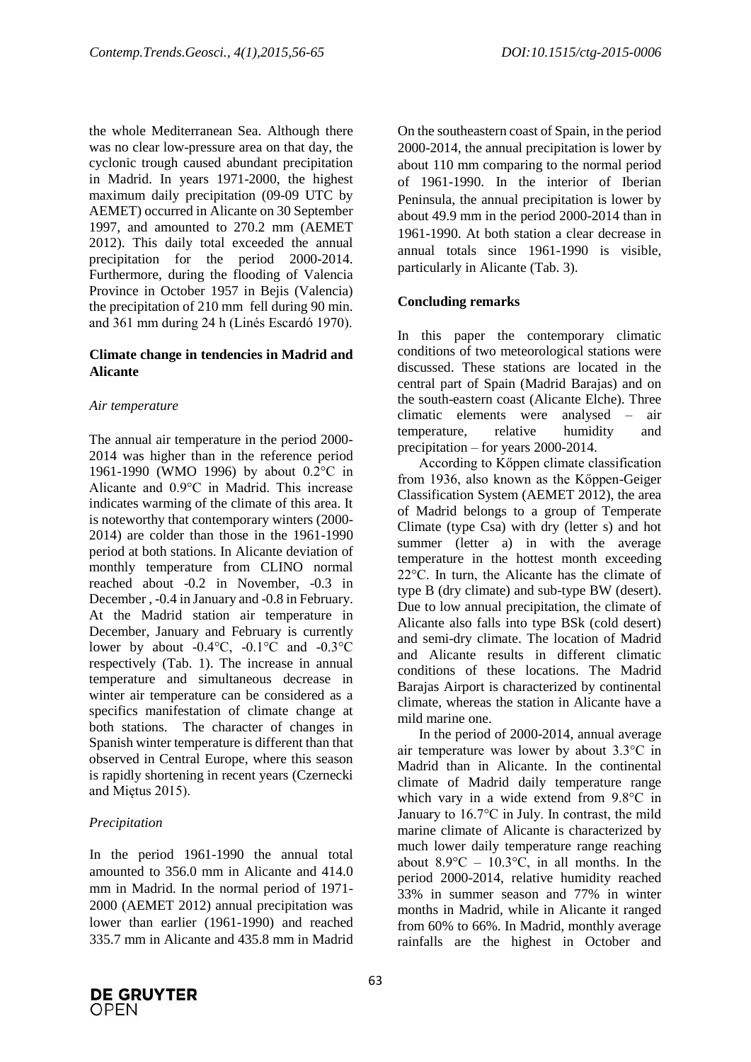the whole Mediterranean Sea. Although there was no clear low-pressure area on that day, the cyclonic trough caused abundant precipitation in Madrid. In years 1971-2000, the highest maximum daily precipitation (09-09 UTC by AEMET) occurred in Alicante on 30 September 1997, and amounted to 270.2 mm (AEMET 2012). This daily total exceeded the annual precipitation for the period 2000-2014. Furthermore, during the flooding of Valencia Province in October 1957 in Bejis (Valencia) the precipitation of 210 mm fell during 90 min. and 361 mm during 24 h (Linés Escardó 1970).

**Climate change in tendencies in Madrid and Alicante**

*Air temperature*

The annual air temperature in the period 2000-2014 was higher than in the reference period 1961-1990 (WMO 1996) by about 0.2°C in Alicante and 0.9°C in Madrid. This increase indicates warming of the climate of this area. It is noteworthy that contemporary winters (2000-2014) are colder than those in the 1961-1990 period at both stations. In Alicante deviation of monthly temperature from CLINO normal reached about -0.2 in November, -0.3 in December , -0.4 in January and -0.8 in February. At the Madrid station air temperature in December, January and February is currently lower by about -0.4°C, -0.1°C and -0.3°C respectively (Tab. 1). The increase in annual temperature and simultaneous decrease in winter air temperature can be considered as a specifics manifestation of climate change at both stations. The character of changes in Spanish winter temperature is different than that observed in Central Europe, where this season is rapidly shortening in recent years (Czernecki and Miętus 2015).

*Precipitation*

In the period 1961-1990 the annual total amounted to 356.0 mm in Alicante and 414.0 mm in Madrid. In the normal period of 1971-2000 (AEMET 2012) annual precipitation was lower than earlier (1961-1990) and reached 335.7 mm in Alicante and 435.8 mm in Madrid On the southeastern coast of Spain, in the period 2000-2014, the annual precipitation is lower by about 110 mm comparing to the normal period of 1961-1990. In the interior of Iberian Peninsula, the annual precipitation is lower by about 49.9 mm in the period 2000-2014 than in 1961-1990. At both station a clear decrease in annual totals since 1961-1990 is visible, particularly in Alicante (Tab. 3).

**Concluding remarks**

In this paper the contemporary climatic conditions of two meteorological stations were discussed. These stations are located in the central part of Spain (Madrid Barajas) and on the south-eastern coast (Alicante Elche). Three climatic elements were analysed – air temperature, relative humidity and precipitation – for years 2000-2014.

According to Kőppen climate classification from 1936, also known as the Kőppen-Geiger Classification System (AEMET 2012), the area of Madrid belongs to a group of Temperate Climate (type Csa) with dry (letter s) and hot summer (letter a) in with the average temperature in the hottest month exceeding 22°C. In turn, the Alicante has the climate of type B (dry climate) and sub-type BW (desert). Due to low annual precipitation, the climate of Alicante also falls into type BSk (cold desert) and semi-dry climate. The location of Madrid and Alicante results in different climatic conditions of these locations. The Madrid Barajas Airport is characterized by continental climate, whereas the station in Alicante have a mild marine one.

In the period of 2000-2014, annual average air temperature was lower by about 3.3°C in Madrid than in Alicante. In the continental climate of Madrid daily temperature range which vary in a wide extend from 9.8°C in January to 16.7°C in July. In contrast, the mild marine climate of Alicante is characterized by much lower daily temperature range reaching about 8.9°C – 10.3°C, in all months. In the period 2000-2014, relative humidity reached 33% in summer season and 77% in winter months in Madrid, while in Alicante it ranged from 60% to 66%. In Madrid, monthly average rainfalls are the highest in October and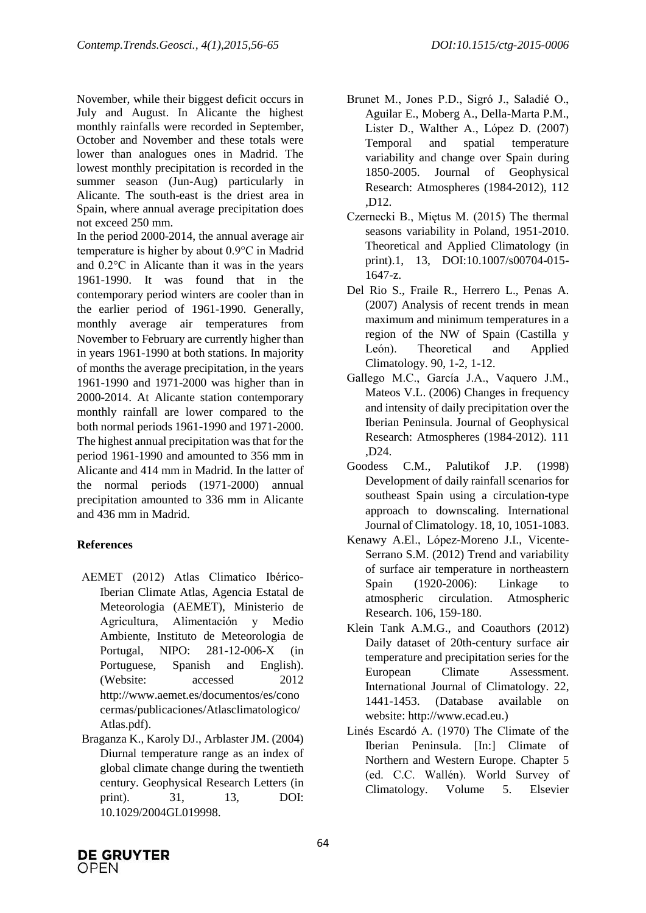November, while their biggest deficit occurs in July and August. In Alicante the highest monthly rainfalls were recorded in September, October and November and these totals were lower than analogues ones in Madrid. The lowest monthly precipitation is recorded in the summer season (Jun-Aug) particularly in Alicante. The south-east is the driest area in Spain, where annual average precipitation does not exceed 250 mm.

In the period 2000-2014, the annual average air temperature is higher by about 0.9°C in Madrid and 0.2°C in Alicante than it was in the years 1961-1990. It was found that in the contemporary period winters are cooler than in the earlier period of 1961-1990. Generally, monthly average air temperatures from November to February are currently higher than in years 1961-1990 at both stations. In majority of months the average precipitation, in the years 1961-1990 and 1971-2000 was higher than in 2000-2014. At Alicante station contemporary monthly rainfall are lower compared to the both normal periods 1961-1990 and 1971-2000. The highest annual precipitation was that for the period 1961-1990 and amounted to 356 mm in Alicante and 414 mm in Madrid. In the latter of the normal periods (1971-2000) annual precipitation amounted to 336 mm in Alicante and 436 mm in Madrid.

## References

AEMET (2012) Atlas Climatico Ibérico- Iberian Climate Atlas, Agencia Estatal de Meteorologia (AEMET), Ministerio de Agricultura, Alimentación y Medio Ambiente, Instituto de Meteorologia de Portugal, NIPO: 281-12-006-X (in Portuguese, Spanish and English). (Website: accessed 2012 http://www.aemet.es/documentos/es/conocermas/publicaciones/Atlasclimatologico/Atlas.pdf).

Braganza K., Karoly DJ., Arblaster JM. (2004) Diurnal temperature range as an index of global climate change during the twentieth century. Geophysical Research Letters (in print). 31, 13, DOI: 10.1029/2004GL019998.

Brunet M., Jones P.D., Sigró J., Saladié O., Aguilar E., Moberg A., Della-Marta P.M., Lister D., Walther A., López D. (2007) Temporal and spatial temperature variability and change over Spain during 1850-2005. Journal of Geophysical Research: Atmospheres (1984-2012), 112 ,D12.

Czernecki B., Miętus M. (2015) The thermal seasons variability in Poland, 1951-2010. Theoretical and Applied Climatology (in print).1, 13, DOI:10.1007/s00704-015-1647-z.

Del Rio S., Fraile R., Herrero L., Penas A. (2007) Analysis of recent trends in mean maximum and minimum temperatures in a region of the NW of Spain (Castilla y León). Theoretical and Applied Climatology. 90, 1-2, 1-12.

Gallego M.C., García J.A., Vaquero J.M., Mateos V.L. (2006) Changes in frequency and intensity of daily precipitation over the Iberian Peninsula. Journal of Geophysical Research: Atmospheres (1984-2012). 111 ,D24.

Goodess C.M., Palutikof J.P. (1998) Development of daily rainfall scenarios for southeast Spain using a circulation-type approach to downscaling. International Journal of Climatology. 18, 10, 1051-1083.

Kenawy A.El., López-Moreno J.I., Vicente-Serrano S.M. (2012) Trend and variability of surface air temperature in northeastern Spain (1920-2006): Linkage to atmospheric circulation. Atmospheric Research. 106, 159-180.

Klein Tank A.M.G., and Coauthors (2012) Daily dataset of 20th-century surface air temperature and precipitation series for the European Climate Assessment. International Journal of Climatology. 22, 1441-1453. (Database available on website: http://www.ecad.eu.)

Linés Escardó A. (1970) The Climate of the Iberian Peninsula. [In:] Climate of Northern and Western Europe. Chapter 5 (ed. C.C. Wallén). World Survey of Climatology. Volume 5. Elsevier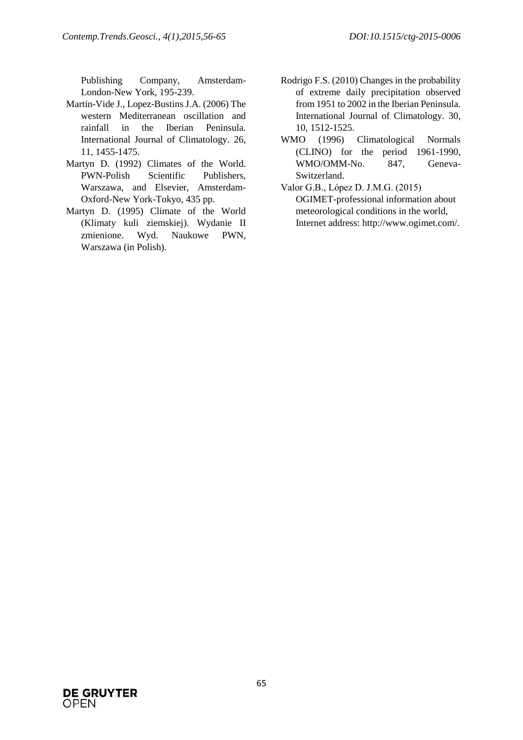Publishing Company, Amsterdam-London-New York, 195-239.

Martin-Vide J., Lopez-Bustins J.A. (2006) The western Mediterranean oscillation and rainfall in the Iberian Peninsula. International Journal of Climatology. 26, 11, 1455-1475.

Martyn D. (1992) Climates of the World. PWN-Polish Scientific Publishers, Warszawa, and Elsevier, Amsterdam-Oxford-New York-Tokyo, 435 pp.

Martyn D. (1995) Climate of the World (Klimaty kuli ziemskiej). Wydanie II zmienione. Wyd. Naukowe PWN, Warszawa (in Polish).

Rodrigo F.S. (2010) Changes in the probability of extreme daily precipitation observed from 1951 to 2002 in the Iberian Peninsula. International Journal of Climatology. 30, 10, 1512-1525.

WMO (1996) Climatological Normals (CLINO) for the period 1961-1990, WMO/OMM-No. 847, Geneva-Switzerland.

Valor G.B., López D. J.M.G. (2015) OGIMET-professional information about meteorological conditions in the world, Internet address: http://www.ogimet.com/.